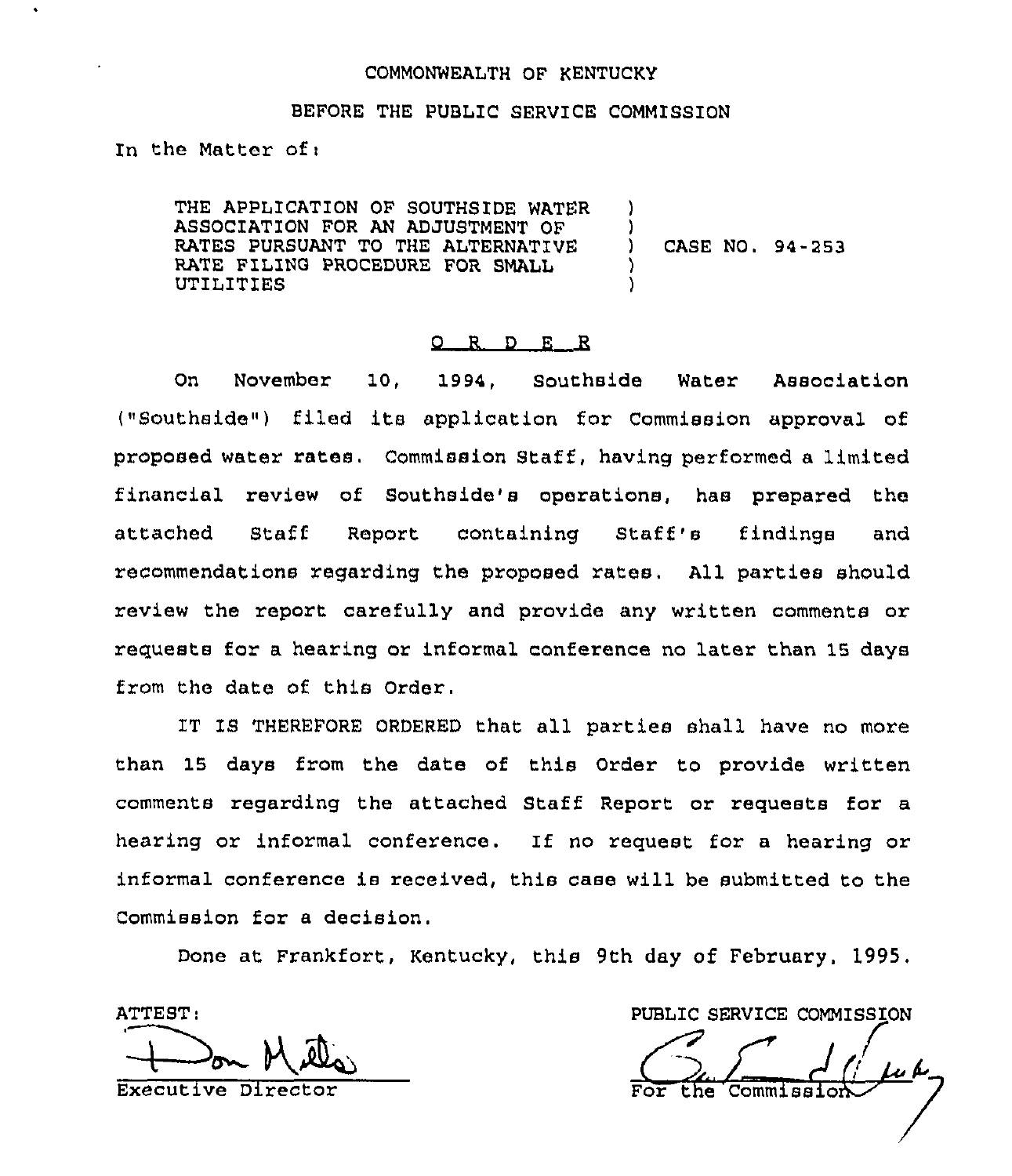COMMONWEALTH OF KENTUCKY

BEFORE THE PUBLIC SERVICE COMMISSION

In the Matter of:

THE APPLICATION OF SOUTHSIDE WATER ASSOCIATION FOR AN ADJUSTMENT OF RATES PURSUANT TO THE ALTERNATIVE RATE FILING PROCEDURE FOR SMALL UTILITIES ) CASE NO. 94-253

## O R D E R

On November 10, 1994, Southside Water Association ("Southside") filed its application for Commission approval of proposed water rates. Commission Staff, having performed a limited financial review of Southside's operations, has prepared the attached Staff Report containing Staff's findings and recommendations regarding the proposed rates. All parties should review the report carefully and provide any written comments or requests for a hearing or informal conference no later than 15 days from the date of this Order.

IT IS THEREFORE ORDERED that all parties shall have no more than 15 days from the date of this Order to provide written comments regarding the attached Staff Report or requests for a hearing or informal conference. If no request for a hearing or informal conference is received, this case will be submitted to the Commission for a decision.

Done at Frankfort, Kentucky, this 9th day of February, 1995.

ATTEST:

Executive Director

PUBLIC SERVICE COMMISSION

For the Commission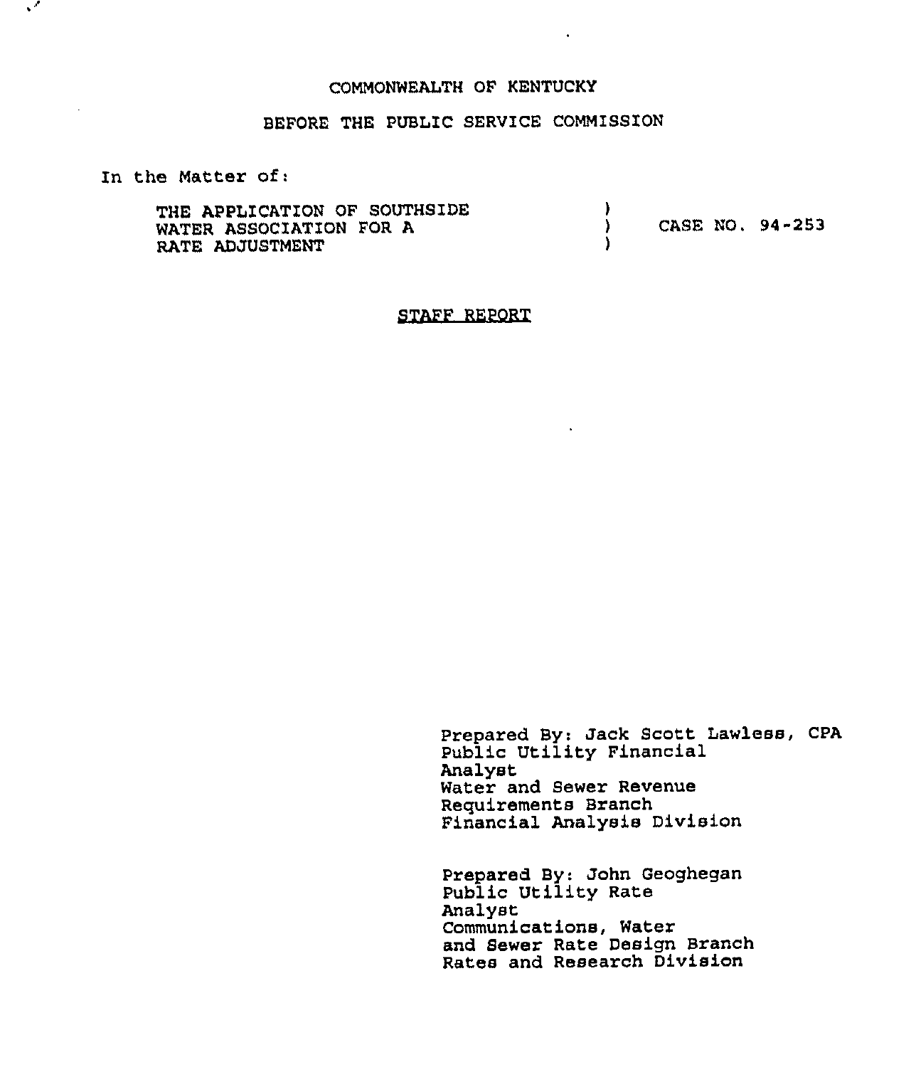COMMONWEALTH OF KENTUCKY

BEFORE THE PUBLIC SERVICE COMMISSION

In the Matter of:

| | | |
|---|---|---|
| THE APPLICATION OF SOUTHSIDE WATER ASSOCIATION FOR A RATE ADJUSTMENT | ) ) ) | CASE NO. 94-253 |

## STAFF REPORT

Prepared By: Jack Scott Lawless, CPA
Public Utility Financial Analyst
Water and Sewer Revenue Requirements Branch
Financial Analysis Division

Prepared By: John Geoghegan
Public Utility Rate Analyst
Communications, Water and Sewer Rate Design Branch
Rates and Research Division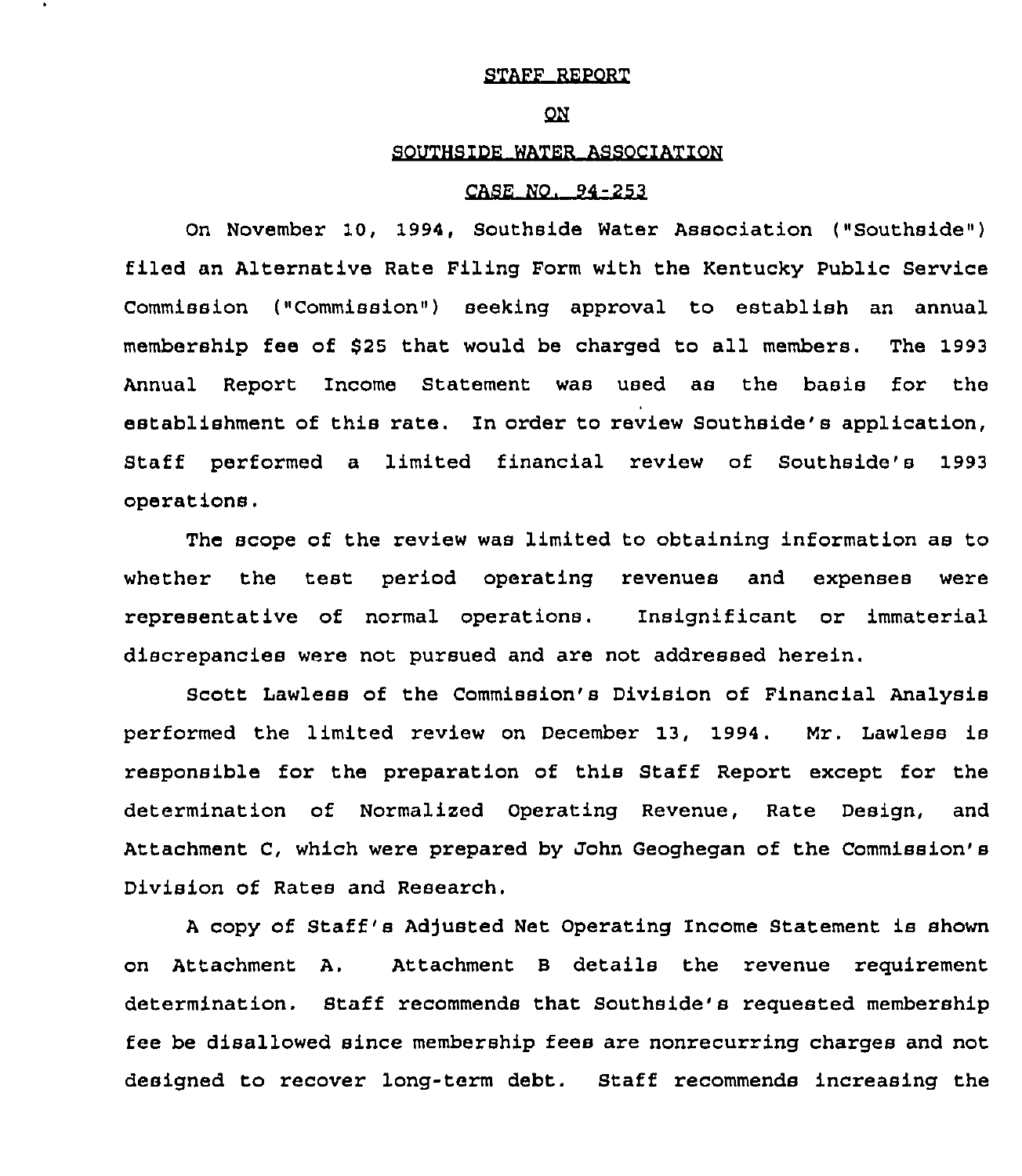STAFF REPORT

ON

SOUTHSIDE WATER ASSOCIATION

CASE NO. 94-253

On November 10, 1994, Southside Water Association ("Southside") filed an Alternative Rate Filing Form with the Kentucky Public Service Commission ("Commission") seeking approval to establish an annual membership fee of $25 that would be charged to all members. The 1993 Annual Report Income Statement was used as the basis for the establishment of this rate. In order to review Southside's application, Staff performed a limited financial review of Southside's 1993 operations.

The scope of the review was limited to obtaining information as to whether the test period operating revenues and expenses were representative of normal operations. Insignificant or immaterial discrepancies were not pursued and are not addressed herein.

Scott Lawless of the Commission's Division of Financial Analysis performed the limited review on December 13, 1994. Mr. Lawless is responsible for the preparation of this Staff Report except for the determination of Normalized Operating Revenue, Rate Design, and Attachment C, which were prepared by John Geoghegan of the Commission's Division of Rates and Research.

A copy of Staff's Adjusted Net Operating Income Statement is shown on Attachment A. Attachment B details the revenue requirement determination. Staff recommends that Southside's requested membership fee be disallowed since membership fees are nonrecurring charges and not designed to recover long-term debt. Staff recommends increasing the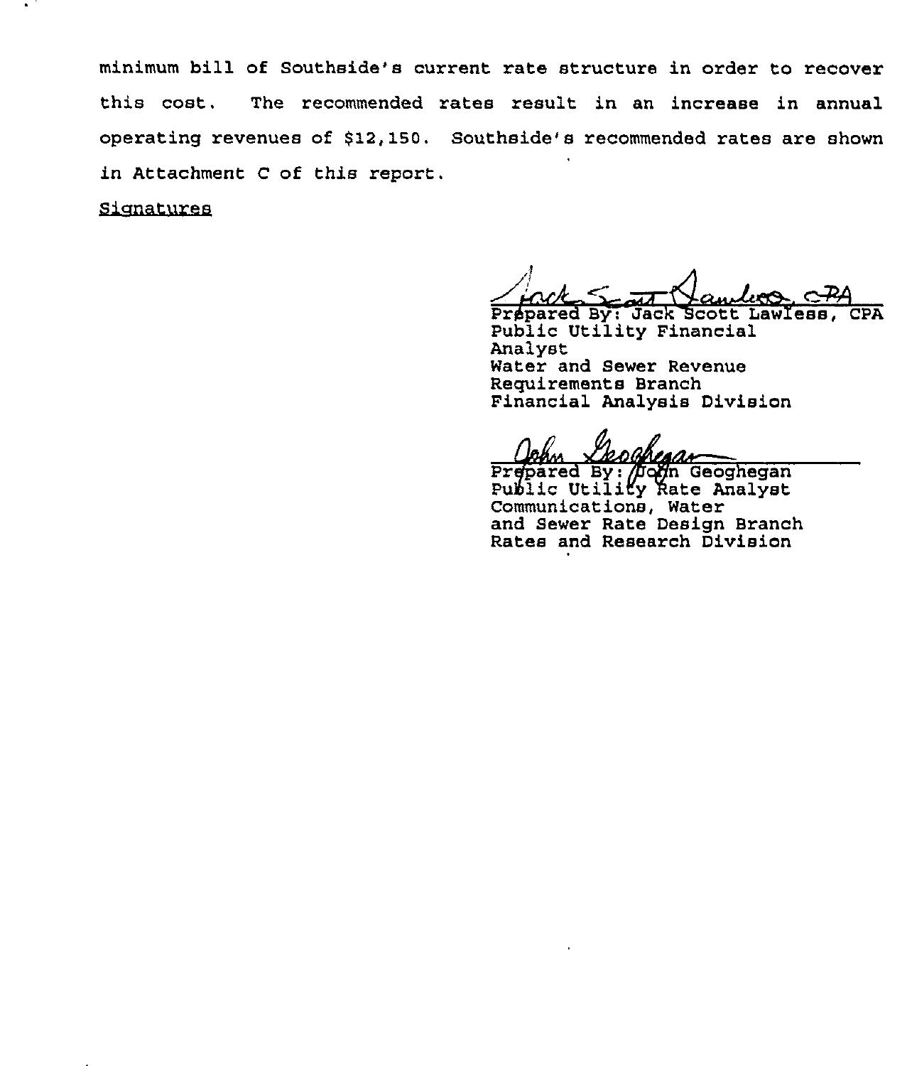minimum bill of Southside's current rate structure in order to recover this cost. The recommended rates result in an increase in annual operating revenues of $12,150. Southside's recommended rates are shown in Attachment C of this report.

Signatures

Prepared By: Jack Scott Lawless, CPA
Public Utility Financial Analyst
Water and Sewer Revenue Requirements Branch
Financial Analysis Division

Prepared By: John Geoghegan
Public Utility Rate Analyst
Communications, Water and Sewer Rate Design Branch
Rates and Research Division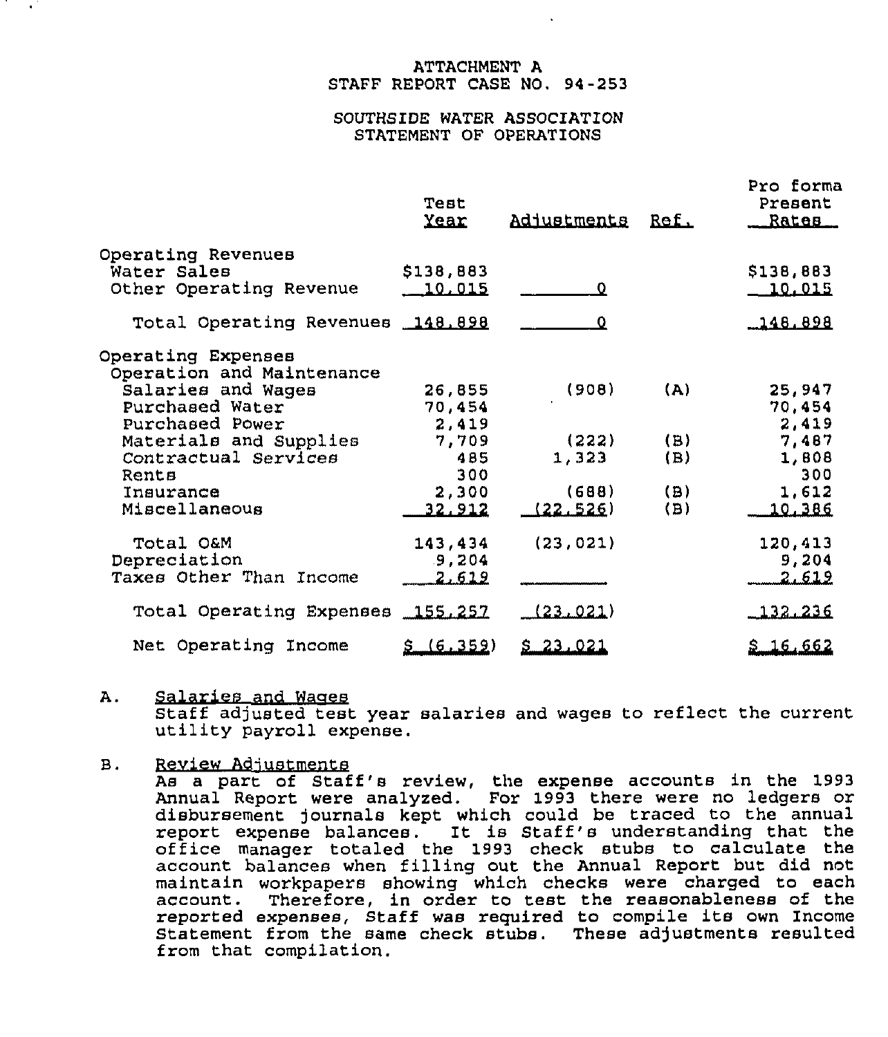ATTACHMENT A
STAFF REPORT CASE NO. 94-253

SOUTHSIDE WATER ASSOCIATION
STATEMENT OF OPERATIONS

| | Test Year | Adjustments | Ref. | Pro forma Present Rates |
|---|---|---|---|---|
| Operating Revenues | | | | |
| Water Sales | $138,883 | | | $138,883 |
| Other Operating Revenue | 10,015 | 0 | | 10,015 |
| Total Operating Revenues | 148,898 | 0 | | 148,898 |
| Operating Expenses | | | | |
| Operation and Maintenance | | | | |
| Salaries and Wages | 26,855 | (908) | (A) | 25,947 |
| Purchased Water | 70,454 | | | 70,454 |
| Purchased Power | 2,419 | | | 2,419 |
| Materials and Supplies | 7,709 | (222) | (B) | 7,487 |
| Contractual Services | 485 | 1,323 | (B) | 1,808 |
| Rents | 300 | | | 300 |
| Insurance | 2,300 | (688) | (B) | 1,612 |
| Miscellaneous | 32,912 | (22,526) | (B) | 10,386 |
| Total O&M | 143,434 | (23,021) | | 120,413 |
| Depreciation | 9,204 | | | 9,204 |
| Taxes Other Than Income | 2,619 | | | 2,619 |
| Total Operating Expenses | 155,257 | (23,021) | | 132,236 |
| Net Operating Income | $ (6,359) | $ 23,021 | | $ 16,662 |

A. Salaries and Wages
Staff adjusted test year salaries and wages to reflect the current utility payroll expense.

B. Review Adjustments
As a part of Staff's review, the expense accounts in the 1993 Annual Report were analyzed. For 1993 there were no ledgers or disbursement journals kept which could be traced to the annual report expense balances. It is Staff's understanding that the office manager totaled the 1993 check stubs to calculate the account balances when filling out the Annual Report but did not maintain workpapers showing which checks were charged to each account. Therefore, in order to test the reasonableness of the reported expenses, Staff was required to compile its own Income Statement from the same check stubs. These adjustments resulted from that compilation.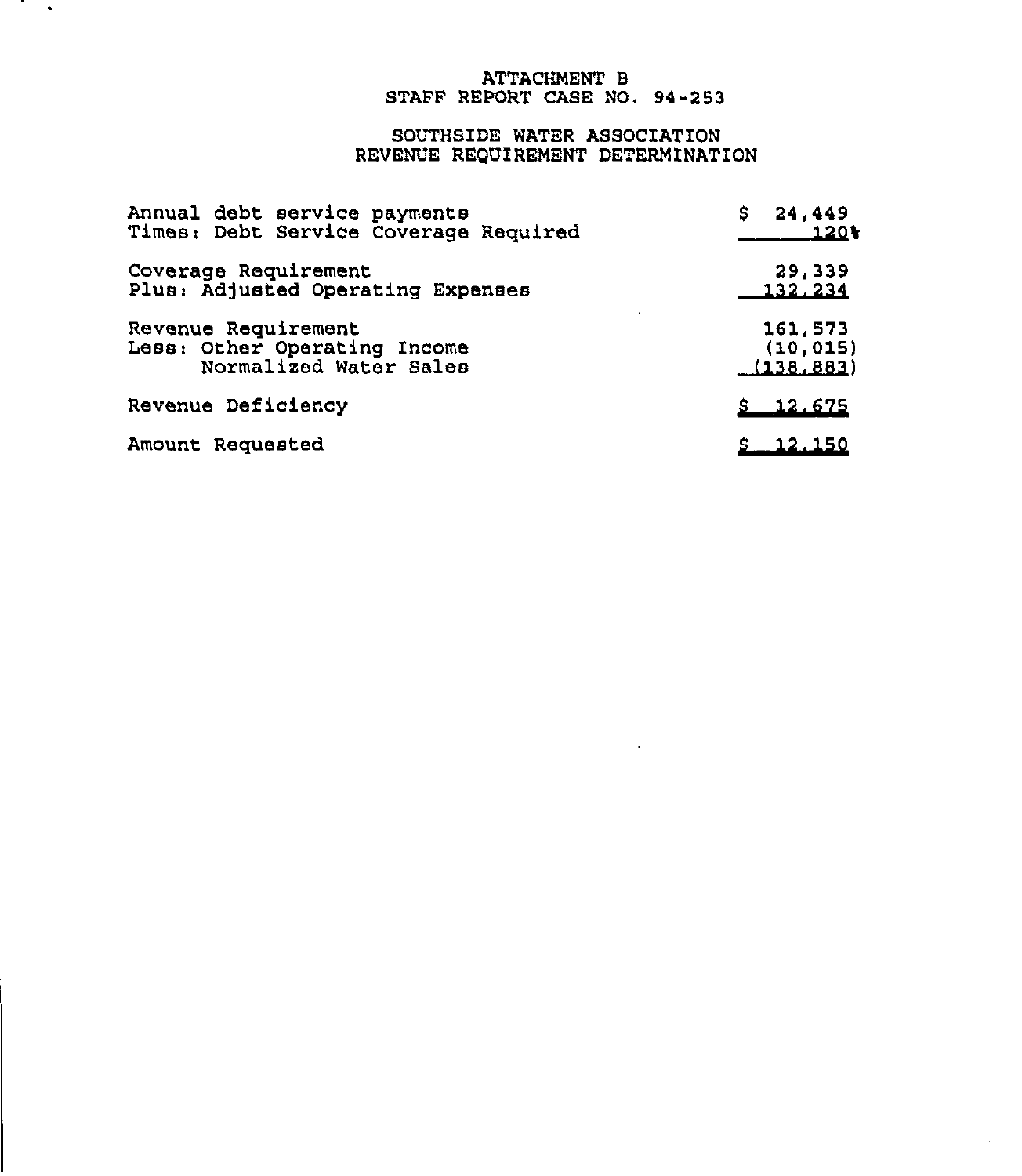ATTACHMENT B
STAFF REPORT CASE NO. 94-253

SOUTHSIDE WATER ASSOCIATION
REVENUE REQUIREMENT DETERMINATION

| | |
|---|---|
| Annual debt service payments | $ 24,449 |
| Times: Debt Service Coverage Required | 120% |
| Coverage Requirement | 29,339 |
| Plus: Adjusted Operating Expenses | 132,234 |
| Revenue Requirement | 161,573 |
| Less: Other Operating Income | (10,015) |
| Normalized Water Sales | (138,883) |
| Revenue Deficiency | $ 12,675 |
| Amount Requested | $ 12,150 |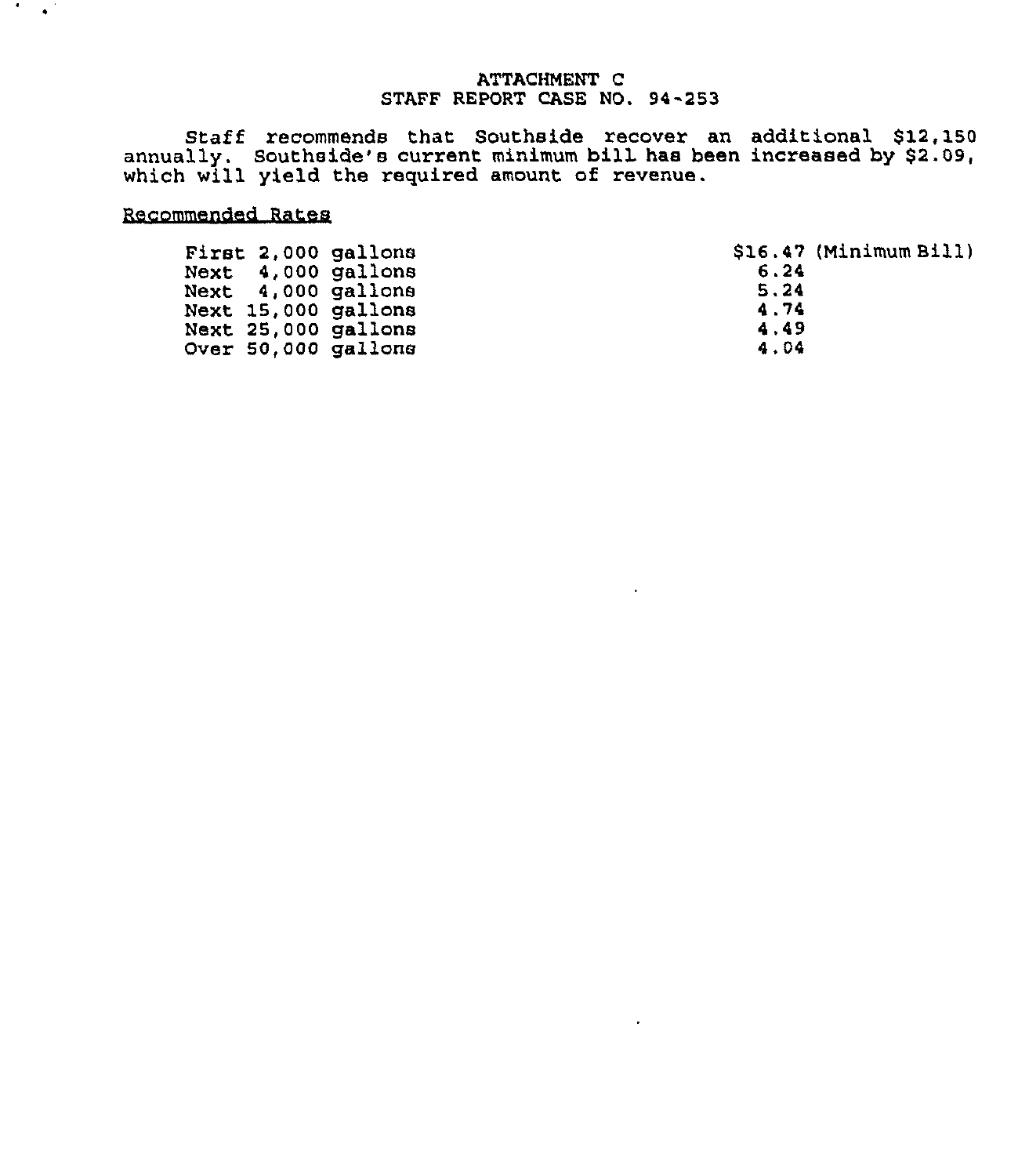ATTACHMENT C
STAFF REPORT CASE NO. 94-253

Staff recommends that Southside recover an additional $12,150 annually. Southside's current minimum bill has been increased by $2.09, which will yield the required amount of revenue.

Recommended Rates

| | |
|---|---|
| First 2,000 gallons | $16.47 (Minimum Bill) |
| Next 4,000 gallons | 6.24 |
| Next 4,000 gallons | 5.24 |
| Next 15,000 gallons | 4.74 |
| Next 25,000 gallons | 4.49 |
| Over 50,000 gallons | 4.04 |